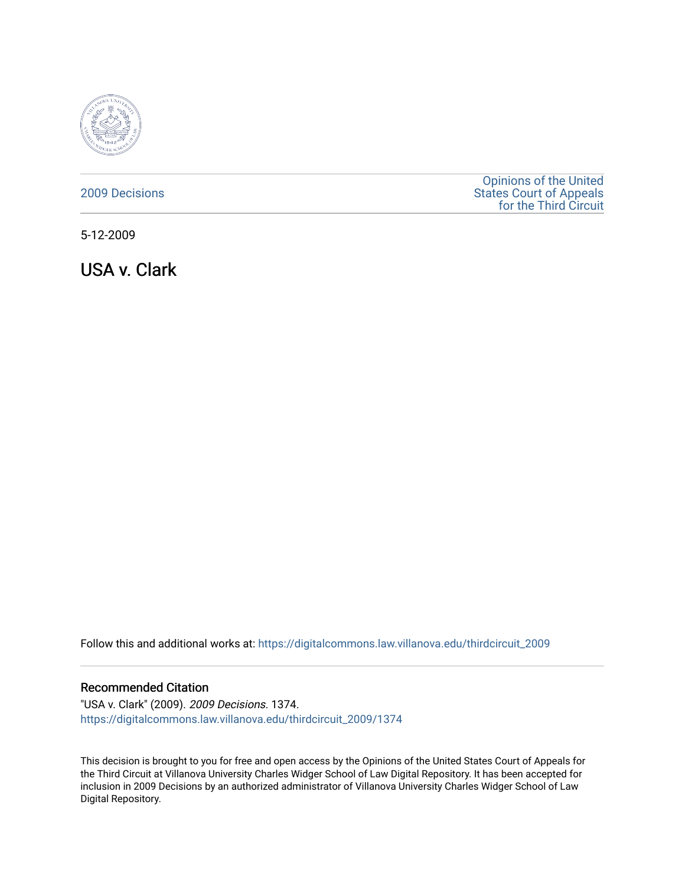2009 Decisions

Opinions of the United States Court of Appeals for the Third Circuit

5-12-2009

# USA v. Clark

Follow this and additional works at: https://digitalcommons.law.villanova.edu/thirdcircuit_2009

### Recommended Citation

"USA v. Clark" (2009). *2009 Decisions*. 1374.
https://digitalcommons.law.villanova.edu/thirdcircuit_2009/1374

This decision is brought to you for free and open access by the Opinions of the United States Court of Appeals for the Third Circuit at Villanova University Charles Widger School of Law Digital Repository. It has been accepted for inclusion in 2009 Decisions by an authorized administrator of Villanova University Charles Widger School of Law Digital Repository.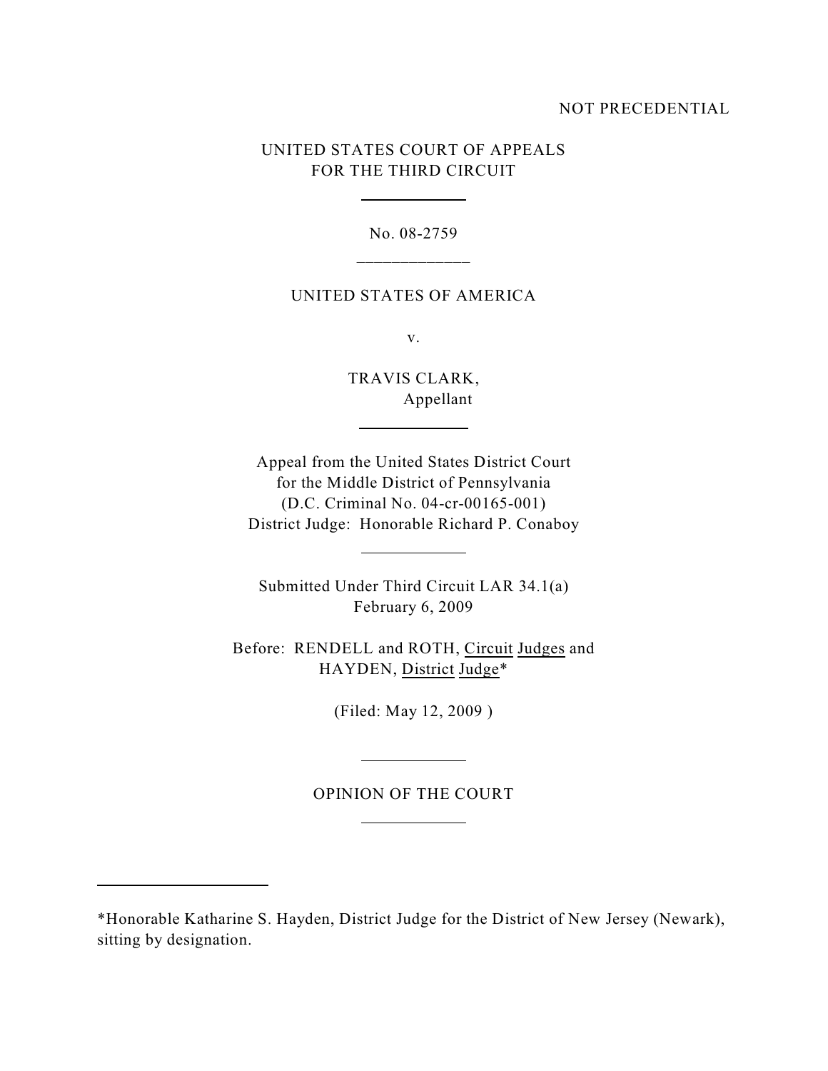NOT PRECEDENTIAL

UNITED STATES COURT OF APPEALS
FOR THE THIRD CIRCUIT

No. 08-2759

UNITED STATES OF AMERICA

v.

TRAVIS CLARK,
Appellant

Appeal from the United States District Court
for the Middle District of Pennsylvania
(D.C. Criminal No. 04-cr-00165-001)
District Judge: Honorable Richard P. Conaboy

Submitted Under Third Circuit LAR 34.1(a)
February 6, 2009

Before: RENDELL and ROTH, Circuit Judges and
HAYDEN, District Judge*

(Filed: May 12, 2009 )

OPINION OF THE COURT

*Honorable Katharine S. Hayden, District Judge for the District of New Jersey (Newark), sitting by designation.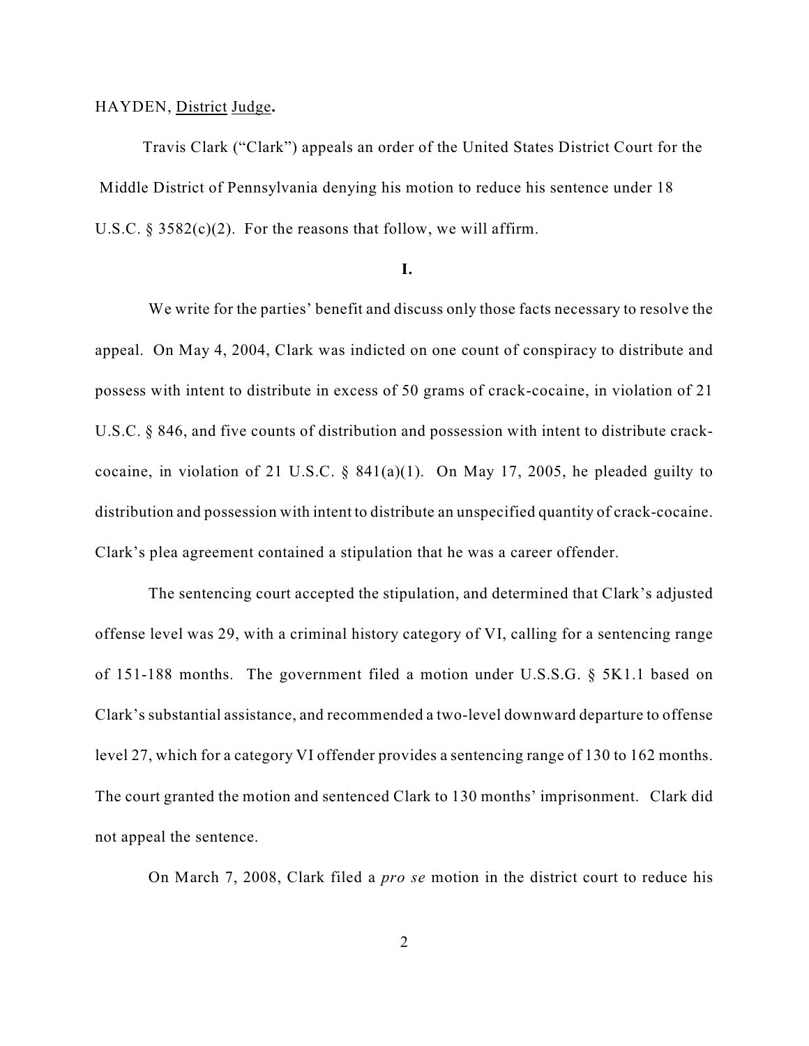HAYDEN, District Judge**.**

Travis Clark ("Clark") appeals an order of the United States District Court for the Middle District of Pennsylvania denying his motion to reduce his sentence under 18 U.S.C. § 3582(c)(2). For the reasons that follow, we will affirm.

**I.**

We write for the parties' benefit and discuss only those facts necessary to resolve the appeal. On May 4, 2004, Clark was indicted on one count of conspiracy to distribute and possess with intent to distribute in excess of 50 grams of crack-cocaine, in violation of 21 U.S.C. § 846, and five counts of distribution and possession with intent to distribute crack-cocaine, in violation of 21 U.S.C. § 841(a)(1). On May 17, 2005, he pleaded guilty to distribution and possession with intent to distribute an unspecified quantity of crack-cocaine. Clark's plea agreement contained a stipulation that he was a career offender.

The sentencing court accepted the stipulation, and determined that Clark's adjusted offense level was 29, with a criminal history category of VI, calling for a sentencing range of 151-188 months. The government filed a motion under U.S.S.G. § 5K1.1 based on Clark's substantial assistance, and recommended a two-level downward departure to offense level 27, which for a category VI offender provides a sentencing range of 130 to 162 months. The court granted the motion and sentenced Clark to 130 months' imprisonment. Clark did not appeal the sentence.

On March 7, 2008, Clark filed a *pro se* motion in the district court to reduce his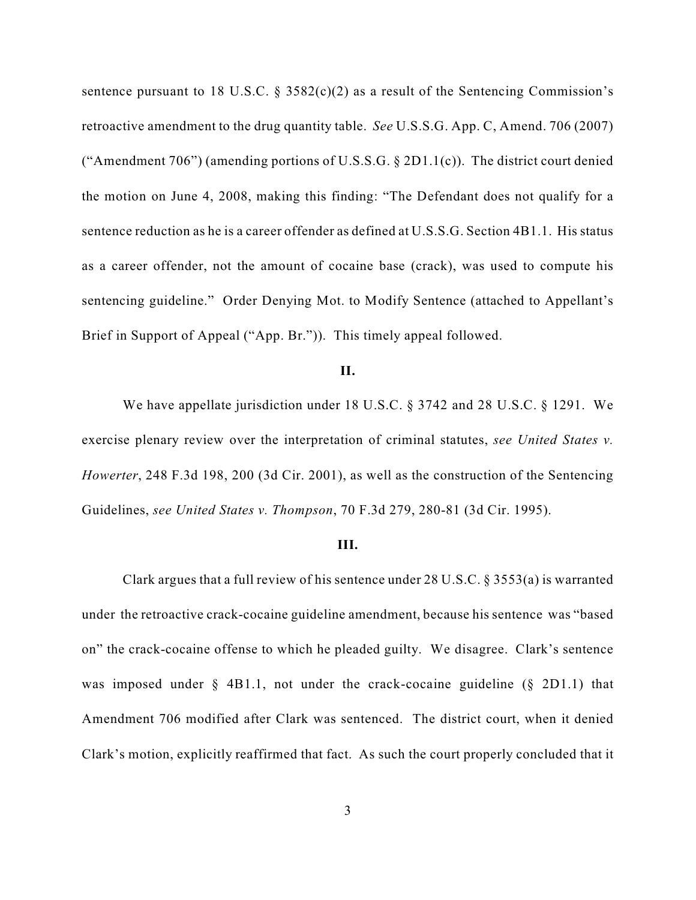sentence pursuant to 18 U.S.C. § 3582(c)(2) as a result of the Sentencing Commission's retroactive amendment to the drug quantity table. *See* U.S.S.G. App. C, Amend. 706 (2007) ("Amendment 706") (amending portions of U.S.S.G. § 2D1.1(c)). The district court denied the motion on June 4, 2008, making this finding: "The Defendant does not qualify for a sentence reduction as he is a career offender as defined at U.S.S.G. Section 4B1.1. His status as a career offender, not the amount of cocaine base (crack), was used to compute his sentencing guideline." Order Denying Mot. to Modify Sentence (attached to Appellant's Brief in Support of Appeal ("App. Br.")). This timely appeal followed.

## II.

We have appellate jurisdiction under 18 U.S.C. § 3742 and 28 U.S.C. § 1291. We exercise plenary review over the interpretation of criminal statutes, *see United States v. Howerter*, 248 F.3d 198, 200 (3d Cir. 2001), as well as the construction of the Sentencing Guidelines, *see United States v. Thompson*, 70 F.3d 279, 280-81 (3d Cir. 1995).

## III.

Clark argues that a full review of his sentence under 28 U.S.C. § 3553(a) is warranted under the retroactive crack-cocaine guideline amendment, because his sentence was "based on" the crack-cocaine offense to which he pleaded guilty. We disagree. Clark's sentence was imposed under § 4B1.1, not under the crack-cocaine guideline (§ 2D1.1) that Amendment 706 modified after Clark was sentenced. The district court, when it denied Clark's motion, explicitly reaffirmed that fact. As such the court properly concluded that it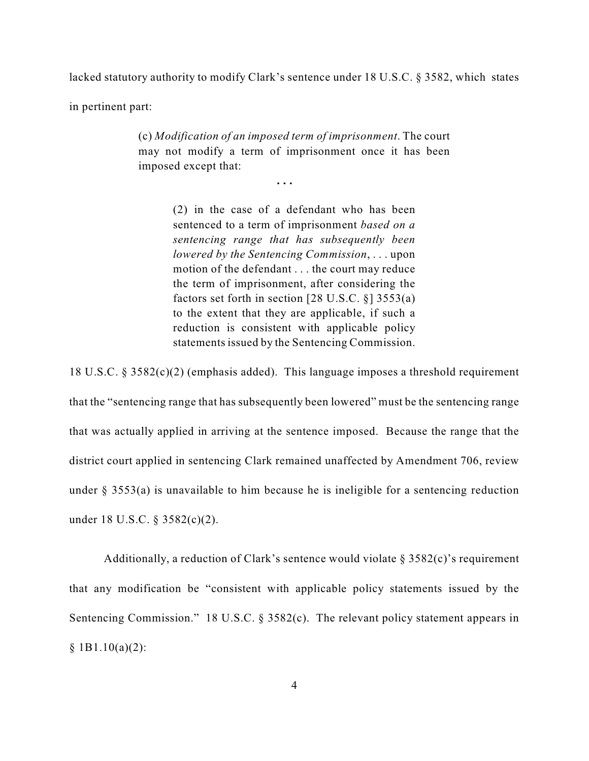lacked statutory authority to modify Clark's sentence under 18 U.S.C. § 3582, which states in pertinent part:

> (c) *Modification of an imposed term of imprisonment*. The court may not modify a term of imprisonment once it has been imposed except that:
>
> . . .
>
> > (2) in the case of a defendant who has been sentenced to a term of imprisonment *based on a sentencing range that has subsequently been lowered by the Sentencing Commission*, . . . upon motion of the defendant . . . the court may reduce the term of imprisonment, after considering the factors set forth in section [28 U.S.C. §] 3553(a) to the extent that they are applicable, if such a reduction is consistent with applicable policy statements issued by the Sentencing Commission.

18 U.S.C. § 3582(c)(2) (emphasis added). This language imposes a threshold requirement that the "sentencing range that has subsequently been lowered" must be the sentencing range that was actually applied in arriving at the sentence imposed. Because the range that the district court applied in sentencing Clark remained unaffected by Amendment 706, review under § 3553(a) is unavailable to him because he is ineligible for a sentencing reduction under 18 U.S.C. § 3582(c)(2).

Additionally, a reduction of Clark's sentence would violate § 3582(c)'s requirement that any modification be "consistent with applicable policy statements issued by the Sentencing Commission." 18 U.S.C. § 3582(c). The relevant policy statement appears in § 1B1.10(a)(2):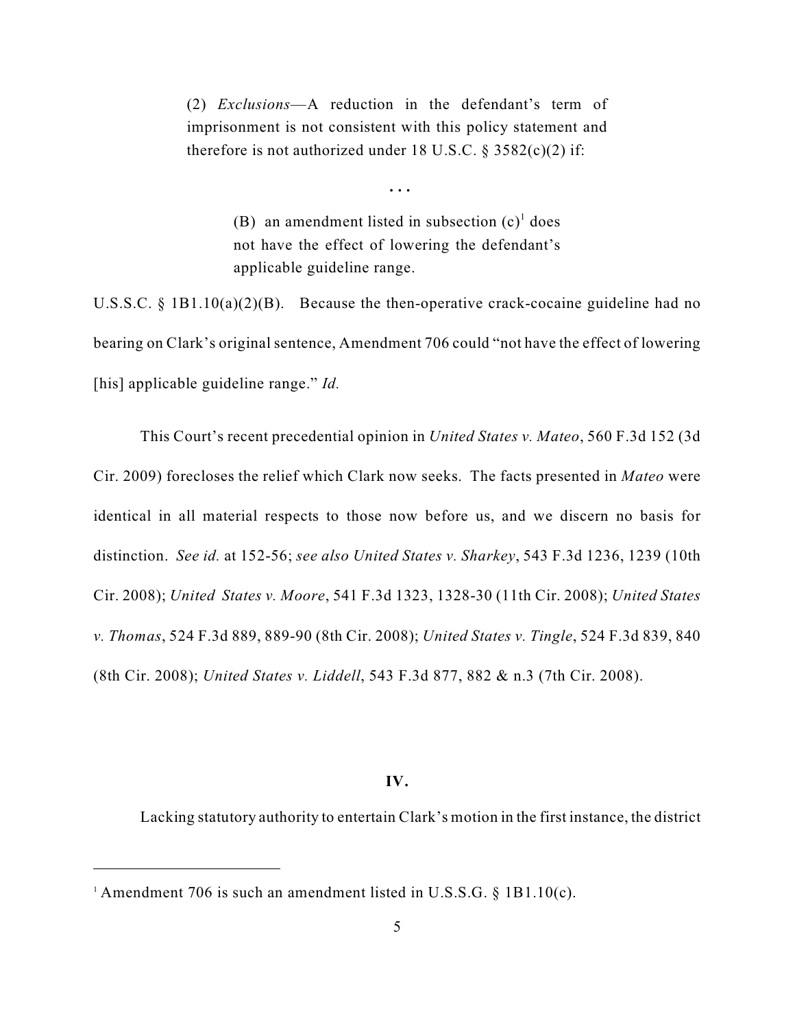> (2) *Exclusions*—A reduction in the defendant's term of imprisonment is not consistent with this policy statement and therefore is not authorized under 18 U.S.C. § 3582(c)(2) if:
>
> . . .
>
> > (B) an amendment listed in subsection (c)[1] does not have the effect of lowering the defendant's applicable guideline range.

U.S.S.C. § 1B1.10(a)(2)(B). Because the then-operative crack-cocaine guideline had no bearing on Clark's original sentence, Amendment 706 could "not have the effect of lowering [his] applicable guideline range." *Id.*

This Court's recent precedential opinion in *United States v. Mateo*, 560 F.3d 152 (3d Cir. 2009) forecloses the relief which Clark now seeks. The facts presented in *Mateo* were identical in all material respects to those now before us, and we discern no basis for distinction. *See id.* at 152-56; *see also United States v. Sharkey*, 543 F.3d 1236, 1239 (10th Cir. 2008); *United States v. Moore*, 541 F.3d 1323, 1328-30 (11th Cir. 2008); *United States v. Thomas*, 524 F.3d 889, 889-90 (8th Cir. 2008); *United States v. Tingle*, 524 F.3d 839, 840 (8th Cir. 2008); *United States v. Liddell*, 543 F.3d 877, 882 & n.3 (7th Cir. 2008).

## IV.

Lacking statutory authority to entertain Clark's motion in the first instance, the district

---

[1] Amendment 706 is such an amendment listed in U.S.S.G. § 1B1.10(c).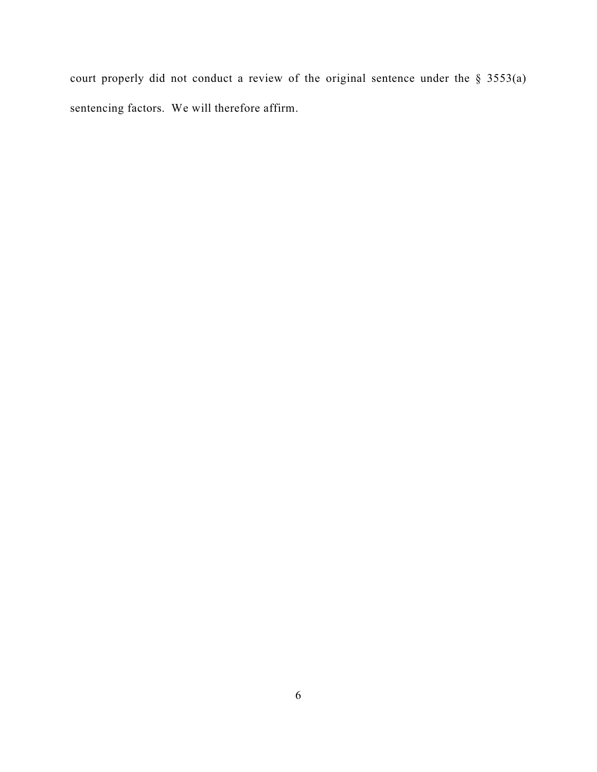court properly did not conduct a review of the original sentence under the § 3553(a) sentencing factors. We will therefore affirm.